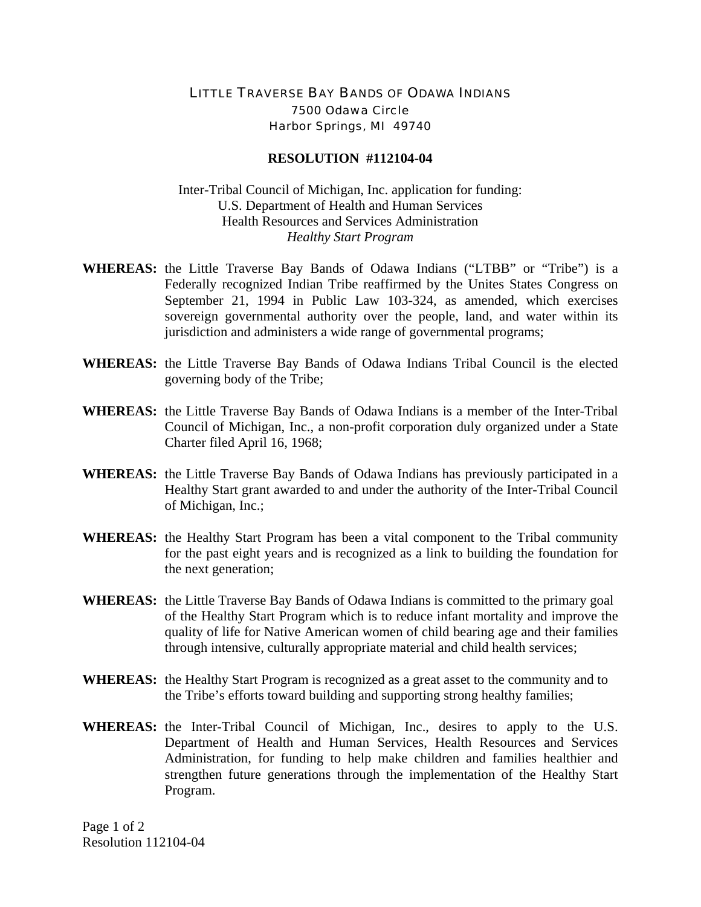# LITTLE TRAVERSE BAY BANDS OF ODAWA INDIANS

7500 Odawa Circle
Harbor Springs, MI 49740

## RESOLUTION #112104-04

Inter-Tribal Council of Michigan, Inc. application for funding:
U.S. Department of Health and Human Services
Health Resources and Services Administration
*Healthy Start Program*

**WHEREAS:** the Little Traverse Bay Bands of Odawa Indians ("LTBB" or "Tribe") is a Federally recognized Indian Tribe reaffirmed by the Unites States Congress on September 21, 1994 in Public Law 103-324, as amended, which exercises sovereign governmental authority over the people, land, and water within its jurisdiction and administers a wide range of governmental programs;

**WHEREAS:** the Little Traverse Bay Bands of Odawa Indians Tribal Council is the elected governing body of the Tribe;

**WHEREAS:** the Little Traverse Bay Bands of Odawa Indians is a member of the Inter-Tribal Council of Michigan, Inc., a non-profit corporation duly organized under a State Charter filed April 16, 1968;

**WHEREAS:** the Little Traverse Bay Bands of Odawa Indians has previously participated in a Healthy Start grant awarded to and under the authority of the Inter-Tribal Council of Michigan, Inc.;

**WHEREAS:** the Healthy Start Program has been a vital component to the Tribal community for the past eight years and is recognized as a link to building the foundation for the next generation;

**WHEREAS:** the Little Traverse Bay Bands of Odawa Indians is committed to the primary goal of the Healthy Start Program which is to reduce infant mortality and improve the quality of life for Native American women of child bearing age and their families through intensive, culturally appropriate material and child health services;

**WHEREAS:** the Healthy Start Program is recognized as a great asset to the community and to the Tribe's efforts toward building and supporting strong healthy families;

**WHEREAS:** the Inter-Tribal Council of Michigan, Inc., desires to apply to the U.S. Department of Health and Human Services, Health Resources and Services Administration, for funding to help make children and families healthier and strengthen future generations through the implementation of the Healthy Start Program.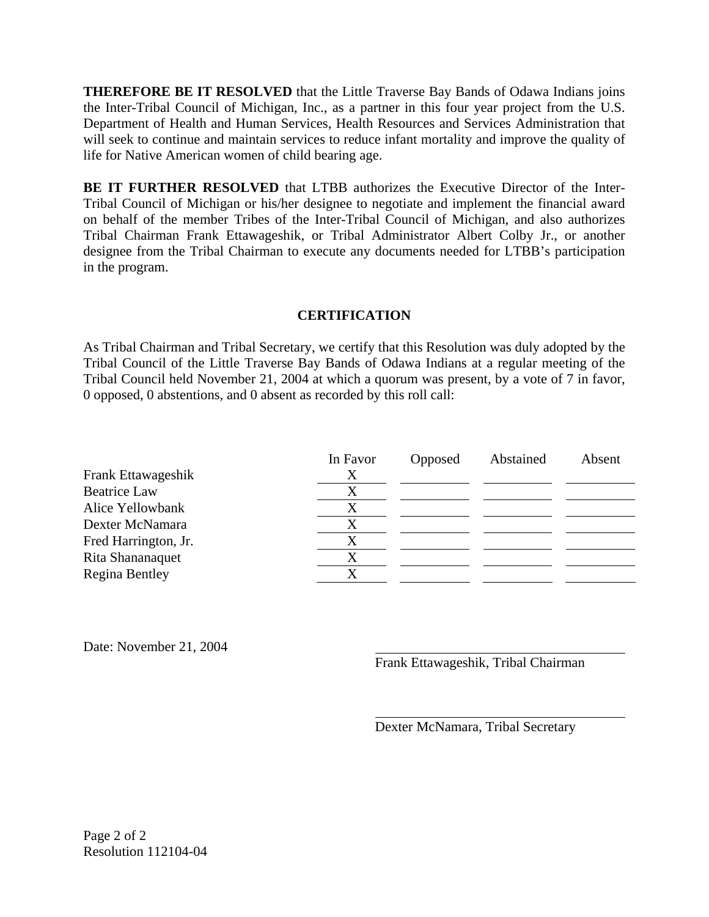**THEREFORE BE IT RESOLVED** that the Little Traverse Bay Bands of Odawa Indians joins the Inter-Tribal Council of Michigan, Inc., as a partner in this four year project from the U.S. Department of Health and Human Services, Health Resources and Services Administration that will seek to continue and maintain services to reduce infant mortality and improve the quality of life for Native American women of child bearing age.

**BE IT FURTHER RESOLVED** that LTBB authorizes the Executive Director of the Inter-Tribal Council of Michigan or his/her designee to negotiate and implement the financial award on behalf of the member Tribes of the Inter-Tribal Council of Michigan, and also authorizes Tribal Chairman Frank Ettawageshik, or Tribal Administrator Albert Colby Jr., or another designee from the Tribal Chairman to execute any documents needed for LTBB's participation in the program.

## CERTIFICATION

As Tribal Chairman and Tribal Secretary, we certify that this Resolution was duly adopted by the Tribal Council of the Little Traverse Bay Bands of Odawa Indians at a regular meeting of the Tribal Council held November 21, 2004 at which a quorum was present, by a vote of 7 in favor, 0 opposed, 0 abstentions, and 0 absent as recorded by this roll call:

| | In Favor | Opposed | Abstained | Absent |
|---|---|---|---|---|
| Frank Ettawageshik | X | | | |
| Beatrice Law | X | | | |
| Alice Yellowbank | X | | | |
| Dexter McNamara | X | | | |
| Fred Harrington, Jr. | X | | | |
| Rita Shananaquet | X | | | |
| Regina Bentley | X | | | |

Date: November 21, 2004

\_\_\_\_\_\_\_\_\_\_\_\_\_\_\_\_\_\_\_\_\_\_\_\_\_\_\_\_\_\_\_\_\_\_\_\_
Frank Ettawageshik, Tribal Chairman

\_\_\_\_\_\_\_\_\_\_\_\_\_\_\_\_\_\_\_\_\_\_\_\_\_\_\_\_\_\_\_\_\_\_\_\_
Dexter McNamara, Tribal Secretary

Resolution 112104-04